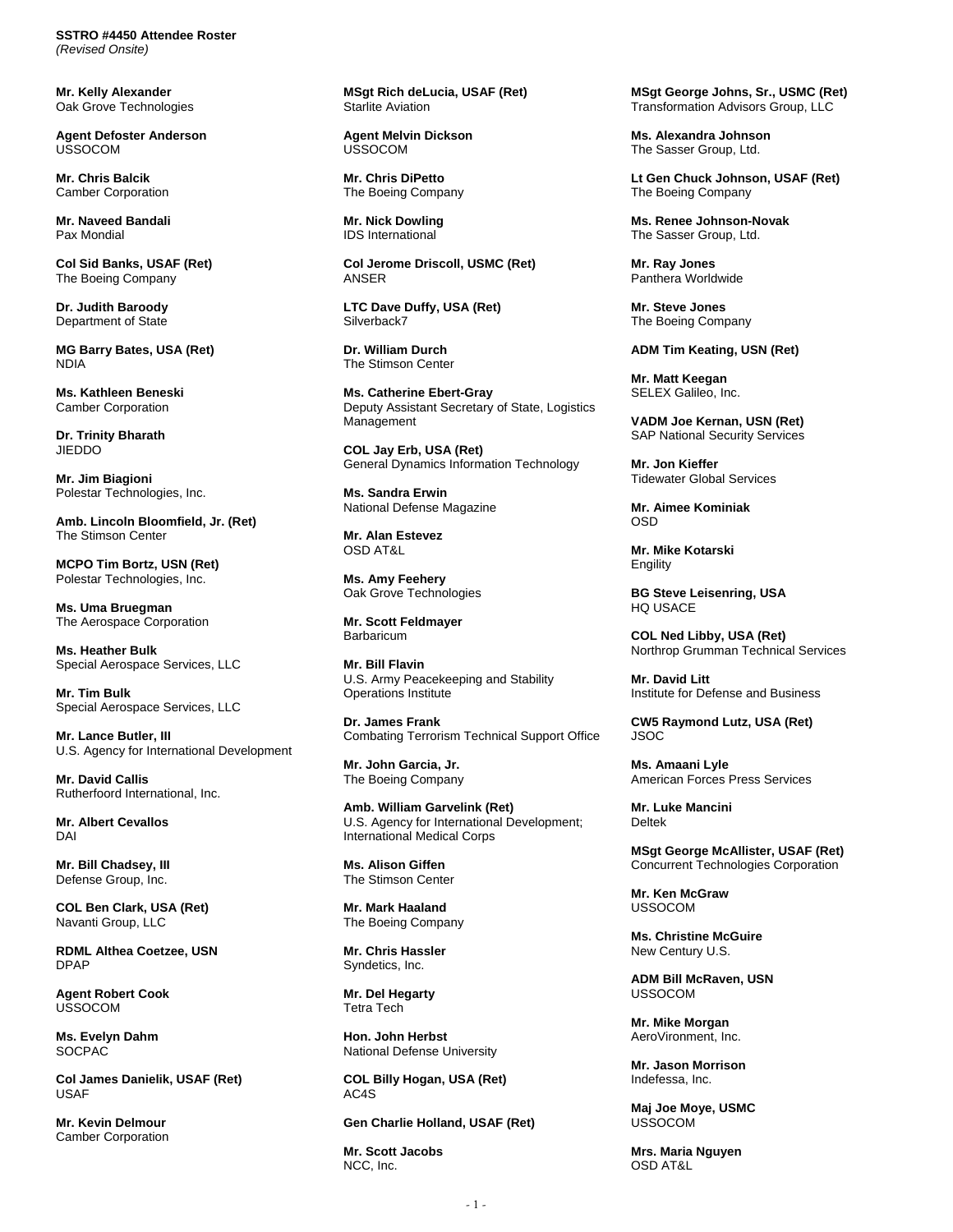**SSTRO #4450 Attendee Roster**
*(Revised Onsite)*

**Mr. Kelly Alexander**
Oak Grove Technologies

**Agent Defoster Anderson**
USSOCOM

**Mr. Chris Balcik**
Camber Corporation

**Mr. Naveed Bandali**
Pax Mondial

**Col Sid Banks, USAF (Ret)**
The Boeing Company

**Dr. Judith Baroody**
Department of State

**MG Barry Bates, USA (Ret)**
NDIA

**Ms. Kathleen Beneski**
Camber Corporation

**Dr. Trinity Bharath**
JIEDDO

**Mr. Jim Biagioni**
Polestar Technologies, Inc.

**Amb. Lincoln Bloomfield, Jr. (Ret)**
The Stimson Center

**MCPO Tim Bortz, USN (Ret)**
Polestar Technologies, Inc.

**Ms. Uma Bruegman**
The Aerospace Corporation

**Ms. Heather Bulk**
Special Aerospace Services, LLC

**Mr. Tim Bulk**
Special Aerospace Services, LLC

**Mr. Lance Butler, III**
U.S. Agency for International Development

**Mr. David Callis**
Rutherfoord International, Inc.

**Mr. Albert Cevallos**
DAI

**Mr. Bill Chadsey, III**
Defense Group, Inc.

**COL Ben Clark, USA (Ret)**
Navanti Group, LLC

**RDML Althea Coetzee, USN**
DPAP

**Agent Robert Cook**
USSOCOM

**Ms. Evelyn Dahm**
SOCPAC

**Col James Danielik, USAF (Ret)**
USAF

**Mr. Kevin Delmour**
Camber Corporation

**MSgt Rich deLucia, USAF (Ret)**
Starlite Aviation

**Agent Melvin Dickson**
USSOCOM

**Mr. Chris DiPetto**
The Boeing Company

**Mr. Nick Dowling**
IDS International

**Col Jerome Driscoll, USMC (Ret)**
ANSER

**LTC Dave Duffy, USA (Ret)**
Silverback7

**Dr. William Durch**
The Stimson Center

**Ms. Catherine Ebert-Gray**
Deputy Assistant Secretary of State, Logistics Management

**COL Jay Erb, USA (Ret)**
General Dynamics Information Technology

**Ms. Sandra Erwin**
National Defense Magazine

**Mr. Alan Estevez**
OSD AT&L

**Ms. Amy Feehery**
Oak Grove Technologies

**Mr. Scott Feldmayer**
Barbaricum

**Mr. Bill Flavin**
U.S. Army Peacekeeping and Stability Operations Institute

**Dr. James Frank**
Combating Terrorism Technical Support Office

**Mr. John Garcia, Jr.**
The Boeing Company

**Amb. William Garvelink (Ret)**
U.S. Agency for International Development; International Medical Corps

**Ms. Alison Giffen**
The Stimson Center

**Mr. Mark Haaland**
The Boeing Company

**Mr. Chris Hassler**
Syndetics, Inc.

**Mr. Del Hegarty**
Tetra Tech

**Hon. John Herbst**
National Defense University

**COL Billy Hogan, USA (Ret)**
AC4S

**Gen Charlie Holland, USAF (Ret)**

**Mr. Scott Jacobs**
NCC, Inc.

**MSgt George Johns, Sr., USMC (Ret)**
Transformation Advisors Group, LLC

**Ms. Alexandra Johnson**
The Sasser Group, Ltd.

**Lt Gen Chuck Johnson, USAF (Ret)**
The Boeing Company

**Ms. Renee Johnson-Novak**
The Sasser Group, Ltd.

**Mr. Ray Jones**
Panthera Worldwide

**Mr. Steve Jones**
The Boeing Company

**ADM Tim Keating, USN (Ret)**

**Mr. Matt Keegan**
SELEX Galileo, Inc.

**VADM Joe Kernan, USN (Ret)**
SAP National Security Services

**Mr. Jon Kieffer**
Tidewater Global Services

**Mr. Aimee Kominiak**
OSD

**Mr. Mike Kotarski**
Engility

**BG Steve Leisenring, USA**
HQ USACE

**COL Ned Libby, USA (Ret)**
Northrop Grumman Technical Services

**Mr. David Litt**
Institute for Defense and Business

**CW5 Raymond Lutz, USA (Ret)**
JSOC

**Ms. Amaani Lyle**
American Forces Press Services

**Mr. Luke Mancini**
Deltek

**MSgt George McAllister, USAF (Ret)**
Concurrent Technologies Corporation

**Mr. Ken McGraw**
USSOCOM

**Ms. Christine McGuire**
New Century U.S.

**ADM Bill McRaven, USN**
USSOCOM

**Mr. Mike Morgan**
AeroVironment, Inc.

**Mr. Jason Morrison**
Indefessa, Inc.

**Maj Joe Moye, USMC**
USSOCOM

**Mrs. Maria Nguyen**
OSD AT&L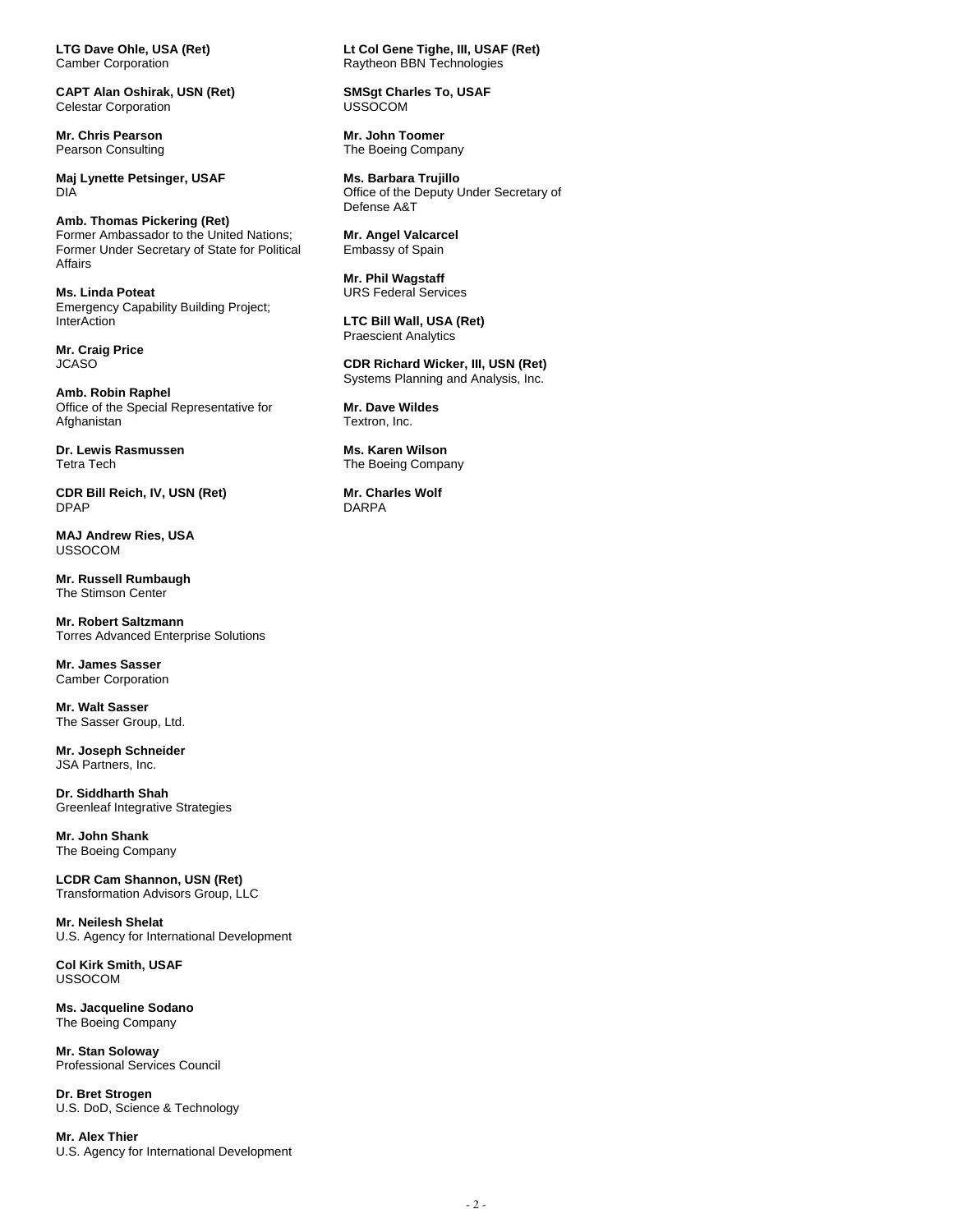**LTG Dave Ohle, USA (Ret)**
Camber Corporation

**CAPT Alan Oshirak, USN (Ret)**
Celestar Corporation

**Mr. Chris Pearson**
Pearson Consulting

**Maj Lynette Petsinger, USAF**
DIA

**Amb. Thomas Pickering (Ret)**
Former Ambassador to the United Nations; Former Under Secretary of State for Political Affairs

**Ms. Linda Poteat**
Emergency Capability Building Project; InterAction

**Mr. Craig Price**
JCASO

**Amb. Robin Raphel**
Office of the Special Representative for Afghanistan

**Dr. Lewis Rasmussen**
Tetra Tech

**CDR Bill Reich, IV, USN (Ret)**
DPAP

**MAJ Andrew Ries, USA**
USSOCOM

**Mr. Russell Rumbaugh**
The Stimson Center

**Mr. Robert Saltzmann**
Torres Advanced Enterprise Solutions

**Mr. James Sasser**
Camber Corporation

**Mr. Walt Sasser**
The Sasser Group, Ltd.

**Mr. Joseph Schneider**
JSA Partners, Inc.

**Dr. Siddharth Shah**
Greenleaf Integrative Strategies

**Mr. John Shank**
The Boeing Company

**LCDR Cam Shannon, USN (Ret)**
Transformation Advisors Group, LLC

**Mr. Neilesh Shelat**
U.S. Agency for International Development

**Col Kirk Smith, USAF**
USSOCOM

**Ms. Jacqueline Sodano**
The Boeing Company

**Mr. Stan Soloway**
Professional Services Council

**Dr. Bret Strogen**
U.S. DoD, Science & Technology

**Mr. Alex Thier**
U.S. Agency for International Development

**Lt Col Gene Tighe, III, USAF (Ret)**
Raytheon BBN Technologies

**SMSgt Charles To, USAF**
USSOCOM

**Mr. John Toomer**
The Boeing Company

**Ms. Barbara Trujillo**
Office of the Deputy Under Secretary of Defense A&T

**Mr. Angel Valcarcel**
Embassy of Spain

**Mr. Phil Wagstaff**
URS Federal Services

**LTC Bill Wall, USA (Ret)**
Praescient Analytics

**CDR Richard Wicker, III, USN (Ret)**
Systems Planning and Analysis, Inc.

**Mr. Dave Wildes**
Textron, Inc.

**Ms. Karen Wilson**
The Boeing Company

**Mr. Charles Wolf**
DARPA